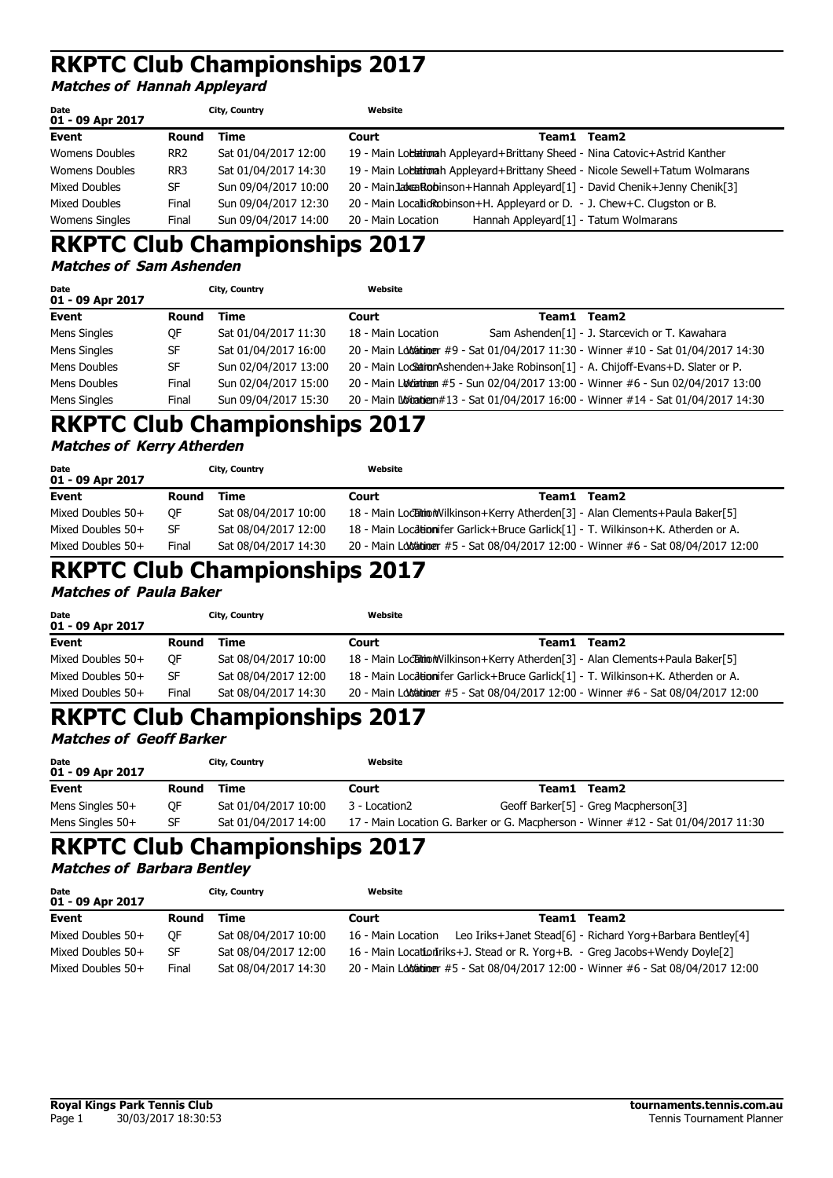# RKPTC Club Championships 2017

***Matches of Hannah Appleyard***

| Date | City, Country | Website |
|---|---|---|
| 01 - 09 Apr 2017 | | |

| Event | Round | Time | Court | Team1 | Team2 |
|---|---|---|---|---|---|
| Womens Doubles | RR2 | Sat 01/04/2017 12:00 | 19 - Main Location | Hannah Appleyard+Brittany Sheed | Nina Catovic+Astrid Kanther |
| Womens Doubles | RR3 | Sat 01/04/2017 14:30 | 19 - Main Location | Hannah Appleyard+Brittany Sheed | Nicole Sewell+Tatum Wolmarans |
| Mixed Doubles | SF | Sun 09/04/2017 10:00 | 20 - Main Location | Jake Robinson+Hannah Appleyard[1] | David Chenik+Jenny Chenik[3] |
| Mixed Doubles | Final | Sun 09/04/2017 12:30 | 20 - Main Location | J. Robinson+H. Appleyard or D. | J. Chew+C. Clugston or B. |
| Womens Singles | Final | Sun 09/04/2017 14:00 | 20 - Main Location | Hannah Appleyard[1] | Tatum Wolmarans |

# RKPTC Club Championships 2017

***Matches of Sam Ashenden***

| Date | City, Country | Website |
|---|---|---|
| 01 - 09 Apr 2017 | | |

| Event | Round | Time | Court | Team1 | Team2 |
|---|---|---|---|---|---|
| Mens Singles | QF | Sat 01/04/2017 11:30 | 18 - Main Location | Sam Ashenden[1] | J. Starcevich or T. Kawahara |
| Mens Singles | SF | Sat 01/04/2017 16:00 | 20 - Main Location | Winner #9 - Sat 01/04/2017 11:30 | Winner #10 - Sat 01/04/2017 14:30 |
| Mens Doubles | SF | Sun 02/04/2017 13:00 | 20 - Main Location | Sam Ashenden+Jake Robinson[1] | A. Chijoff-Evans+D. Slater or P. |
| Mens Doubles | Final | Sun 02/04/2017 15:00 | 20 - Main Location | Winner #5 - Sun 02/04/2017 13:00 | Winner #6 - Sun 02/04/2017 13:00 |
| Mens Singles | Final | Sun 09/04/2017 15:30 | 20 - Main Location | Winner #13 - Sat 01/04/2017 16:00 | Winner #14 - Sat 01/04/2017 14:30 |

# RKPTC Club Championships 2017

***Matches of Kerry Atherden***

| Date | City, Country | Website |
|---|---|---|
| 01 - 09 Apr 2017 | | |

| Event | Round | Time | Court | Team1 | Team2 |
|---|---|---|---|---|---|
| Mixed Doubles 50+ | QF | Sat 08/04/2017 10:00 | 18 - Main Location | Wilkinson+Kerry Atherden[3] | Alan Clements+Paula Baker[5] |
| Mixed Doubles 50+ | SF | Sat 08/04/2017 12:00 | 18 - Main Location | Jennifer Garlick+Bruce Garlick[1] | T. Wilkinson+K. Atherden or A. |
| Mixed Doubles 50+ | Final | Sat 08/04/2017 14:30 | 20 - Main Location | Winner #5 - Sat 08/04/2017 12:00 | Winner #6 - Sat 08/04/2017 12:00 |

# RKPTC Club Championships 2017

***Matches of Paula Baker***

| Date | City, Country | Website |
|---|---|---|
| 01 - 09 Apr 2017 | | |

| Event | Round | Time | Court | Team1 | Team2 |
|---|---|---|---|---|---|
| Mixed Doubles 50+ | QF | Sat 08/04/2017 10:00 | 18 - Main Location | Wilkinson+Kerry Atherden[3] | Alan Clements+Paula Baker[5] |
| Mixed Doubles 50+ | SF | Sat 08/04/2017 12:00 | 18 - Main Location | Jennifer Garlick+Bruce Garlick[1] | T. Wilkinson+K. Atherden or A. |
| Mixed Doubles 50+ | Final | Sat 08/04/2017 14:30 | 20 - Main Location | Winner #5 - Sat 08/04/2017 12:00 | Winner #6 - Sat 08/04/2017 12:00 |

# RKPTC Club Championships 2017

***Matches of Geoff Barker***

| Date | City, Country | Website |
|---|---|---|
| 01 - 09 Apr 2017 | | |

| Event | Round | Time | Court | Team1 | Team2 |
|---|---|---|---|---|---|
| Mens Singles 50+ | QF | Sat 01/04/2017 10:00 | 3 - Location2 | Geoff Barker[5] | Greg Macpherson[3] |
| Mens Singles 50+ | SF | Sat 01/04/2017 14:00 | 17 - Main Location | G. Barker or G. Macpherson | Winner #12 - Sat 01/04/2017 11:30 |

# RKPTC Club Championships 2017

***Matches of Barbara Bentley***

| Date | City, Country | Website |
|---|---|---|
| 01 - 09 Apr 2017 | | |

| Event | Round | Time | Court | Team1 | Team2 |
|---|---|---|---|---|---|
| Mixed Doubles 50+ | QF | Sat 08/04/2017 10:00 | 16 - Main Location | Leo Iriks+Janet Stead[6] | Richard Yorg+Barbara Bentley[4] |
| Mixed Doubles 50+ | SF | Sat 08/04/2017 12:00 | 16 - Main Location | L. Iriks+J. Stead or R. Yorg+B. | Greg Jacobs+Wendy Doyle[2] |
| Mixed Doubles 50+ | Final | Sat 08/04/2017 14:30 | 20 - Main Location | Winner #5 - Sat 08/04/2017 12:00 | Winner #6 - Sat 08/04/2017 12:00 |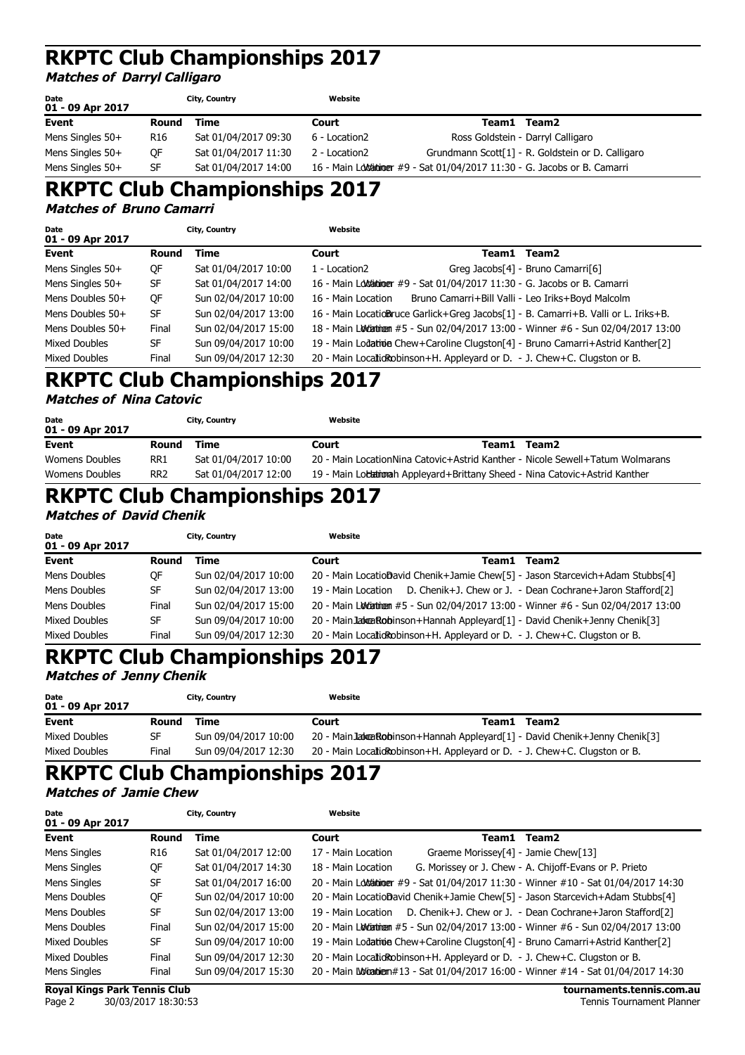# RKPTC Club Championships 2017

***Matches of Darryl Calligaro***

| Date | City, Country | Website |
|---|---|---|
| 01 - 09 Apr 2017 | | |

| Event | Round | Time | Court | Team1 Team2 |
|---|---|---|---|---|
| Mens Singles 50+ | R16 | Sat 01/04/2017 09:30 | 6 - Location2 | Ross Goldstein - Darryl Calligaro |
| Mens Singles 50+ | QF | Sat 01/04/2017 11:30 | 2 - Location2 | Grundmann Scott[1] - R. Goldstein or D. Calligaro |
| Mens Singles 50+ | SF | Sat 01/04/2017 14:00 | 16 - Main Location | Winner #9 - Sat 01/04/2017 11:30 - G. Jacobs or B. Camarri |

# RKPTC Club Championships 2017

***Matches of Bruno Camarri***

| Date | City, Country | Website |
|---|---|---|
| 01 - 09 Apr 2017 | | |

| Event | Round | Time | Court | Team1 Team2 |
|---|---|---|---|---|
| Mens Singles 50+ | QF | Sat 01/04/2017 10:00 | 1 - Location2 | Greg Jacobs[4] - Bruno Camarri[6] |
| Mens Singles 50+ | SF | Sat 01/04/2017 14:00 | 16 - Main Location | Winner #9 - Sat 01/04/2017 11:30 - G. Jacobs or B. Camarri |
| Mens Doubles 50+ | QF | Sun 02/04/2017 10:00 | 16 - Main Location | Bruno Camarri+Bill Valli - Leo Iriks+Boyd Malcolm |
| Mens Doubles 50+ | SF | Sun 02/04/2017 13:00 | 16 - Main Location | Bruce Garlick+Greg Jacobs[1] - B. Camarri+B. Valli or L. Iriks+B. |
| Mens Doubles 50+ | Final | Sun 02/04/2017 15:00 | 18 - Main Location | Winner #5 - Sun 02/04/2017 13:00 - Winner #6 - Sun 02/04/2017 13:00 |
| Mixed Doubles | SF | Sun 09/04/2017 10:00 | 19 - Main Location | Jamie Chew+Caroline Clugston[4] - Bruno Camarri+Astrid Kanther[2] |
| Mixed Doubles | Final | Sun 09/04/2017 12:30 | 20 - Main Location | J. Robinson+H. Appleyard or D. - J. Chew+C. Clugston or B. |

# RKPTC Club Championships 2017

***Matches of Nina Catovic***

| Date | City, Country | Website |
|---|---|---|
| 01 - 09 Apr 2017 | | |

| Event | Round | Time | Court | Team1 Team2 |
|---|---|---|---|---|
| Womens Doubles | RR1 | Sat 01/04/2017 10:00 | 20 - Main Location | Nina Catovic+Astrid Kanther - Nicole Sewell+Tatum Wolmarans |
| Womens Doubles | RR2 | Sat 01/04/2017 12:00 | 19 - Main Location | Hannah Appleyard+Brittany Sheed - Nina Catovic+Astrid Kanther |

# RKPTC Club Championships 2017

***Matches of David Chenik***

| Date | City, Country | Website |
|---|---|---|
| 01 - 09 Apr 2017 | | |

| Event | Round | Time | Court | Team1 Team2 |
|---|---|---|---|---|
| Mens Doubles | QF | Sun 02/04/2017 10:00 | 20 - Main Location | David Chenik+Jamie Chew[5] - Jason Starcevich+Adam Stubbs[4] |
| Mens Doubles | SF | Sun 02/04/2017 13:00 | 19 - Main Location | D. Chenik+J. Chew or J. - Dean Cochrane+Jaron Stafford[2] |
| Mens Doubles | Final | Sun 02/04/2017 15:00 | 20 - Main Location | Winner #5 - Sun 02/04/2017 13:00 - Winner #6 - Sun 02/04/2017 13:00 |
| Mixed Doubles | SF | Sun 09/04/2017 10:00 | 20 - Main Location | Jake Robinson+Hannah Appleyard[1] - David Chenik+Jenny Chenik[3] |
| Mixed Doubles | Final | Sun 09/04/2017 12:30 | 20 - Main Location | J. Robinson+H. Appleyard or D. - J. Chew+C. Clugston or B. |

# RKPTC Club Championships 2017

***Matches of Jenny Chenik***

| Date | City, Country | Website |
|---|---|---|
| 01 - 09 Apr 2017 | | |

| Event | Round | Time | Court | Team1 Team2 |
|---|---|---|---|---|
| Mixed Doubles | SF | Sun 09/04/2017 10:00 | 20 - Main Location | Jake Robinson+Hannah Appleyard[1] - David Chenik+Jenny Chenik[3] |
| Mixed Doubles | Final | Sun 09/04/2017 12:30 | 20 - Main Location | J. Robinson+H. Appleyard or D. - J. Chew+C. Clugston or B. |

# RKPTC Club Championships 2017

***Matches of Jamie Chew***

| Date | City, Country | Website |
|---|---|---|
| 01 - 09 Apr 2017 | | |

| Event | Round | Time | Court | Team1 Team2 |
|---|---|---|---|---|
| Mens Singles | R16 | Sat 01/04/2017 12:00 | 17 - Main Location | Graeme Morissey[4] - Jamie Chew[13] |
| Mens Singles | QF | Sat 01/04/2017 14:30 | 18 - Main Location | G. Morissey or J. Chew - A. Chijoff-Evans or P. Prieto |
| Mens Singles | SF | Sat 01/04/2017 16:00 | 20 - Main Location | Winner #9 - Sat 01/04/2017 11:30 - Winner #10 - Sat 01/04/2017 14:30 |
| Mens Doubles | QF | Sun 02/04/2017 10:00 | 20 - Main Location | David Chenik+Jamie Chew[5] - Jason Starcevich+Adam Stubbs[4] |
| Mens Doubles | SF | Sun 02/04/2017 13:00 | 19 - Main Location | D. Chenik+J. Chew or J. - Dean Cochrane+Jaron Stafford[2] |
| Mens Doubles | Final | Sun 02/04/2017 15:00 | 20 - Main Location | Winner #5 - Sun 02/04/2017 13:00 - Winner #6 - Sun 02/04/2017 13:00 |
| Mixed Doubles | SF | Sun 09/04/2017 10:00 | 19 - Main Location | Jamie Chew+Caroline Clugston[4] - Bruno Camarri+Astrid Kanther[2] |
| Mixed Doubles | Final | Sun 09/04/2017 12:30 | 20 - Main Location | J. Robinson+H. Appleyard or D. - J. Chew+C. Clugston or B. |
| Mens Singles | Final | Sun 09/04/2017 15:30 | 20 - Main Location | Winner #13 - Sat 01/04/2017 16:00 - Winner #14 - Sat 01/04/2017 14:30 |

Royal Kings Park Tennis Club
30/03/2017 18:30:53

tournaments.tennis.com.au
Tennis Tournament Planner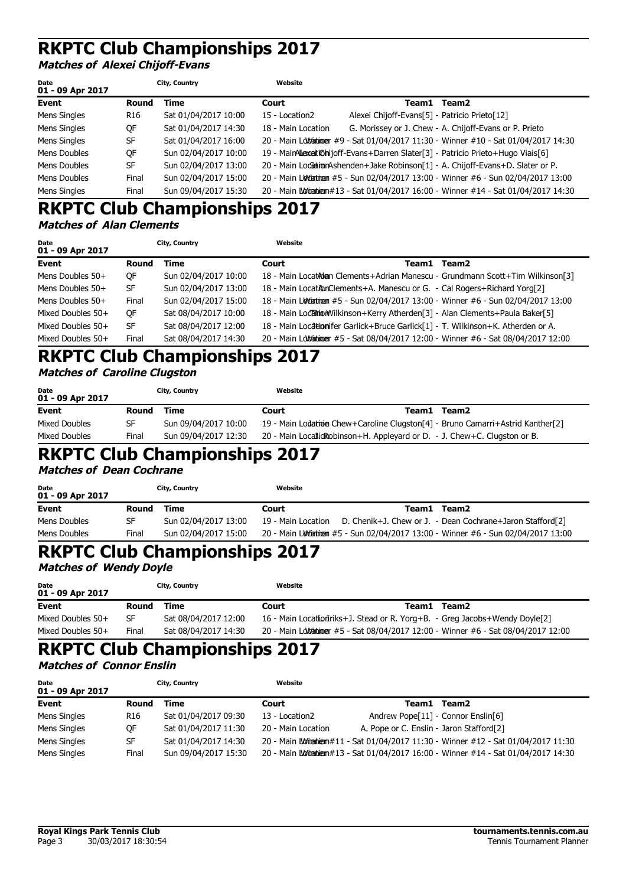# RKPTC Club Championships 2017

***Matches of Alexei Chijoff-Evans***

| Date | City, Country | Website |
|---|---|---|
| 01 - 09 Apr 2017 | | |

| Event | Round | Time | Court | Team1 Team2 |
|---|---|---|---|---|
| Mens Singles | R16 | Sat 01/04/2017 10:00 | 15 - Location2 | Alexei Chijoff-Evans[5] - Patricio Prieto[12] |
| Mens Singles | QF | Sat 01/04/2017 14:30 | 18 - Main Location | G. Morissey or J. Chew - A. Chijoff-Evans or P. Prieto |
| Mens Singles | SF | Sat 01/04/2017 16:00 | 20 - Main Location | Winner #9 - Sat 01/04/2017 11:30 - Winner #10 - Sat 01/04/2017 14:30 |
| Mens Doubles | QF | Sun 02/04/2017 10:00 | 19 - Main Location | Alexei Chijoff-Evans+Darren Slater[3] - Patricio Prieto+Hugo Viais[6] |
| Mens Doubles | SF | Sun 02/04/2017 13:00 | 20 - Main Location | Simon Ashenden+Jake Robinson[1] - A. Chijoff-Evans+D. Slater or P. |
| Mens Doubles | Final | Sun 02/04/2017 15:00 | 20 - Main Location | Winner #5 - Sun 02/04/2017 13:00 - Winner #6 - Sun 02/04/2017 13:00 |
| Mens Singles | Final | Sun 09/04/2017 15:30 | 20 - Main Location | Winner #13 - Sat 01/04/2017 16:00 - Winner #14 - Sat 01/04/2017 14:30 |

# RKPTC Club Championships 2017

***Matches of Alan Clements***

| Date | City, Country | Website |
|---|---|---|
| 01 - 09 Apr 2017 | | |

| Event | Round | Time | Court | Team1 Team2 |
|---|---|---|---|---|
| Mens Doubles 50+ | QF | Sun 02/04/2017 10:00 | 18 - Main Location | Alan Clements+Adrian Manescu - Grundmann Scott+Tim Wilkinson[3] |
| Mens Doubles 50+ | SF | Sun 02/04/2017 13:00 | 18 - Main Location | A. Clements+A. Manescu or G. - Cal Rogers+Richard Yorg[2] |
| Mens Doubles 50+ | Final | Sun 02/04/2017 15:00 | 18 - Main Location | Winner #5 - Sun 02/04/2017 13:00 - Winner #6 - Sun 02/04/2017 13:00 |
| Mixed Doubles 50+ | QF | Sat 08/04/2017 10:00 | 18 - Main Location | Tim Wilkinson+Kerry Atherden[3] - Alan Clements+Paula Baker[5] |
| Mixed Doubles 50+ | SF | Sat 08/04/2017 12:00 | 18 - Main Location | Jennifer Garlick+Bruce Garlick[1] - T. Wilkinson+K. Atherden or A. |
| Mixed Doubles 50+ | Final | Sat 08/04/2017 14:30 | 20 - Main Location | Winner #5 - Sat 08/04/2017 12:00 - Winner #6 - Sat 08/04/2017 12:00 |

# RKPTC Club Championships 2017

***Matches of Caroline Clugston***

| Date | City, Country | Website |
|---|---|---|
| 01 - 09 Apr 2017 | | |

| Event | Round | Time | Court | Team1 Team2 |
|---|---|---|---|---|
| Mixed Doubles | SF | Sun 09/04/2017 10:00 | 19 - Main Location | Jamie Chew+Caroline Clugston[4] - Bruno Camarri+Astrid Kanther[2] |
| Mixed Doubles | Final | Sun 09/04/2017 12:30 | 20 - Main Location | J. Robinson+H. Appleyard or D. - J. Chew+C. Clugston or B. |

# RKPTC Club Championships 2017

***Matches of Dean Cochrane***

| Date | City, Country | Website |
|---|---|---|
| 01 - 09 Apr 2017 | | |

| Event | Round | Time | Court | Team1 Team2 |
|---|---|---|---|---|
| Mens Doubles | SF | Sun 02/04/2017 13:00 | 19 - Main Location | D. Chenik+J. Chew or J. - Dean Cochrane+Jaron Stafford[2] |
| Mens Doubles | Final | Sun 02/04/2017 15:00 | 20 - Main Location | Winner #5 - Sun 02/04/2017 13:00 - Winner #6 - Sun 02/04/2017 13:00 |

# RKPTC Club Championships 2017

***Matches of Wendy Doyle***

| Date | City, Country | Website |
|---|---|---|
| 01 - 09 Apr 2017 | | |

| Event | Round | Time | Court | Team1 Team2 |
|---|---|---|---|---|
| Mixed Doubles 50+ | SF | Sat 08/04/2017 12:00 | 16 - Main Location | Hendriks+J. Stead or R. Yorg+B. - Greg Jacobs+Wendy Doyle[2] |
| Mixed Doubles 50+ | Final | Sat 08/04/2017 14:30 | 20 - Main Location | Winner #5 - Sat 08/04/2017 12:00 - Winner #6 - Sat 08/04/2017 12:00 |

# RKPTC Club Championships 2017

***Matches of Connor Enslin***

| Date | City, Country | Website |
|---|---|---|
| 01 - 09 Apr 2017 | | |

| Event | Round | Time | Court | Team1 Team2 |
|---|---|---|---|---|
| Mens Singles | R16 | Sat 01/04/2017 09:30 | 13 - Location2 | Andrew Pope[11] - Connor Enslin[6] |
| Mens Singles | QF | Sat 01/04/2017 11:30 | 20 - Main Location | A. Pope or C. Enslin - Jaron Stafford[2] |
| Mens Singles | SF | Sat 01/04/2017 14:30 | 20 - Main Location | Winner #11 - Sat 01/04/2017 11:30 - Winner #12 - Sat 01/04/2017 11:30 |
| Mens Singles | Final | Sun 09/04/2017 15:30 | 20 - Main Location | Winner #13 - Sat 01/04/2017 16:00 - Winner #14 - Sat 01/04/2017 14:30 |

**Royal Kings Park Tennis Club**
30/03/2017 18:30:54

**tournaments.tennis.com.au**
Tennis Tournament Planner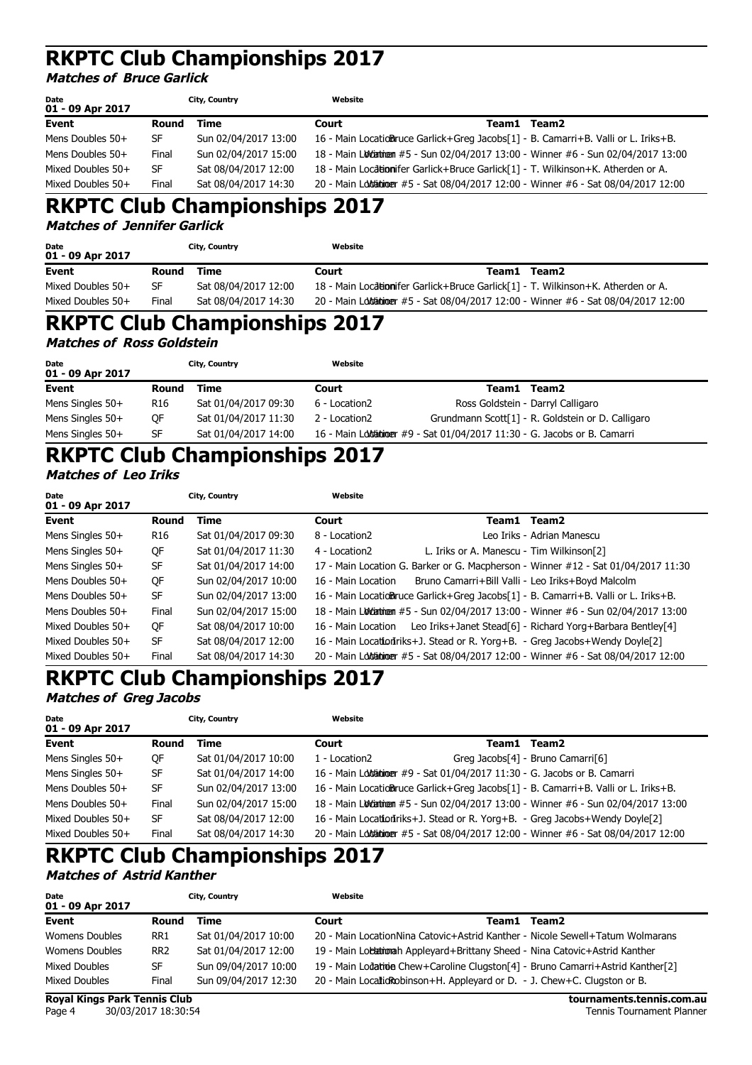# RKPTC Club Championships 2017

***Matches of Bruce Garlick***

| Date | City, Country | Website |
|---|---|---|
| 01 - 09 Apr 2017 | | |

| Event | Round | Time | Court | Team1 Team2 |
|---|---|---|---|---|
| Mens Doubles 50+ | SF | Sun 02/04/2017 13:00 | 16 - Main Location | Bruce Garlick+Greg Jacobs[1] - B. Camarri+B. Valli or L. Iriks+B. |
| Mens Doubles 50+ | Final | Sun 02/04/2017 15:00 | 18 - Main Location | Winner #5 - Sun 02/04/2017 13:00 - Winner #6 - Sun 02/04/2017 13:00 |
| Mixed Doubles 50+ | SF | Sat 08/04/2017 12:00 | 18 - Main Location | Jennifer Garlick+Bruce Garlick[1] - T. Wilkinson+K. Atherden or A. |
| Mixed Doubles 50+ | Final | Sat 08/04/2017 14:30 | 20 - Main Location | Winner #5 - Sat 08/04/2017 12:00 - Winner #6 - Sat 08/04/2017 12:00 |

# RKPTC Club Championships 2017

***Matches of Jennifer Garlick***

| Date | City, Country | Website |
|---|---|---|
| 01 - 09 Apr 2017 | | |

| Event | Round | Time | Court | Team1 Team2 |
|---|---|---|---|---|
| Mixed Doubles 50+ | SF | Sat 08/04/2017 12:00 | 18 - Main Location | Jennifer Garlick+Bruce Garlick[1] - T. Wilkinson+K. Atherden or A. |
| Mixed Doubles 50+ | Final | Sat 08/04/2017 14:30 | 20 - Main Location | Winner #5 - Sat 08/04/2017 12:00 - Winner #6 - Sat 08/04/2017 12:00 |

# RKPTC Club Championships 2017

***Matches of Ross Goldstein***

| Date | City, Country | Website |
|---|---|---|
| 01 - 09 Apr 2017 | | |

| Event | Round | Time | Court | Team1 Team2 |
|---|---|---|---|---|
| Mens Singles 50+ | R16 | Sat 01/04/2017 09:30 | 6 - Location2 | Ross Goldstein - Darryl Calligaro |
| Mens Singles 50+ | QF | Sat 01/04/2017 11:30 | 2 - Location2 | Grundmann Scott[1] - R. Goldstein or D. Calligaro |
| Mens Singles 50+ | SF | Sat 01/04/2017 14:00 | 16 - Main Location | Winner #9 - Sat 01/04/2017 11:30 - G. Jacobs or B. Camarri |

# RKPTC Club Championships 2017

***Matches of Leo Iriks***

| Date | City, Country | Website |
|---|---|---|
| 01 - 09 Apr 2017 | | |

| Event | Round | Time | Court | Team1 Team2 |
|---|---|---|---|---|
| Mens Singles 50+ | R16 | Sat 01/04/2017 09:30 | 8 - Location2 | Leo Iriks - Adrian Manescu |
| Mens Singles 50+ | QF | Sat 01/04/2017 11:30 | 4 - Location2 | L. Iriks or A. Manescu - Tim Wilkinson[2] |
| Mens Singles 50+ | SF | Sat 01/04/2017 14:00 | 17 - Main Location | G. Barker or G. Macpherson - Winner #12 - Sat 01/04/2017 11:30 |
| Mens Doubles 50+ | QF | Sun 02/04/2017 10:00 | 16 - Main Location | Bruno Camarri+Bill Valli - Leo Iriks+Boyd Malcolm |
| Mens Doubles 50+ | SF | Sun 02/04/2017 13:00 | 16 - Main Location | Bruce Garlick+Greg Jacobs[1] - B. Camarri+B. Valli or L. Iriks+B. |
| Mens Doubles 50+ | Final | Sun 02/04/2017 15:00 | 18 - Main Location | Winner #5 - Sun 02/04/2017 13:00 - Winner #6 - Sun 02/04/2017 13:00 |
| Mixed Doubles 50+ | QF | Sat 08/04/2017 10:00 | 16 - Main Location | Leo Iriks+Janet Stead[6] - Richard Yorg+Barbara Bentley[4] |
| Mixed Doubles 50+ | SF | Sat 08/04/2017 12:00 | 16 - Main Location | L. Iriks+J. Stead or R. Yorg+B. - Greg Jacobs+Wendy Doyle[2] |
| Mixed Doubles 50+ | Final | Sat 08/04/2017 14:30 | 20 - Main Location | Winner #5 - Sat 08/04/2017 12:00 - Winner #6 - Sat 08/04/2017 12:00 |

# RKPTC Club Championships 2017

***Matches of Greg Jacobs***

| Date | City, Country | Website |
|---|---|---|
| 01 - 09 Apr 2017 | | |

| Event | Round | Time | Court | Team1 Team2 |
|---|---|---|---|---|
| Mens Singles 50+ | QF | Sat 01/04/2017 10:00 | 1 - Location2 | Greg Jacobs[4] - Bruno Camarri[6] |
| Mens Singles 50+ | SF | Sat 01/04/2017 14:00 | 16 - Main Location | Winner #9 - Sat 01/04/2017 11:30 - G. Jacobs or B. Camarri |
| Mens Doubles 50+ | SF | Sun 02/04/2017 13:00 | 16 - Main Location | Bruce Garlick+Greg Jacobs[1] - B. Camarri+B. Valli or L. Iriks+B. |
| Mens Doubles 50+ | Final | Sun 02/04/2017 15:00 | 18 - Main Location | Winner #5 - Sun 02/04/2017 13:00 - Winner #6 - Sun 02/04/2017 13:00 |
| Mixed Doubles 50+ | SF | Sat 08/04/2017 12:00 | 16 - Main Location | L. Iriks+J. Stead or R. Yorg+B. - Greg Jacobs+Wendy Doyle[2] |
| Mixed Doubles 50+ | Final | Sat 08/04/2017 14:30 | 20 - Main Location | Winner #5 - Sat 08/04/2017 12:00 - Winner #6 - Sat 08/04/2017 12:00 |

# RKPTC Club Championships 2017

***Matches of Astrid Kanther***

| Date | City, Country | Website |
|---|---|---|
| 01 - 09 Apr 2017 | | |

| Event | Round | Time | Court | Team1 Team2 |
|---|---|---|---|---|
| Womens Doubles | RR1 | Sat 01/04/2017 10:00 | 20 - Main Location | Nina Catovic+Astrid Kanther - Nicole Sewell+Tatum Wolmarans |
| Womens Doubles | RR2 | Sat 01/04/2017 12:00 | 19 - Main Location | Hannah Appleyard+Brittany Sheed - Nina Catovic+Astrid Kanther |
| Mixed Doubles | SF | Sun 09/04/2017 10:00 | 19 - Main Location | Jamie Chew+Caroline Clugston[4] - Bruno Camarri+Astrid Kanther[2] |
| Mixed Doubles | Final | Sun 09/04/2017 12:30 | 20 - Main Location | Robinson+H. Appleyard or D. - J. Chew+C. Clugston or B. |

Royal Kings Park Tennis Club — 30/03/2017 18:30:54 — tournaments.tennis.com.au — Tennis Tournament Planner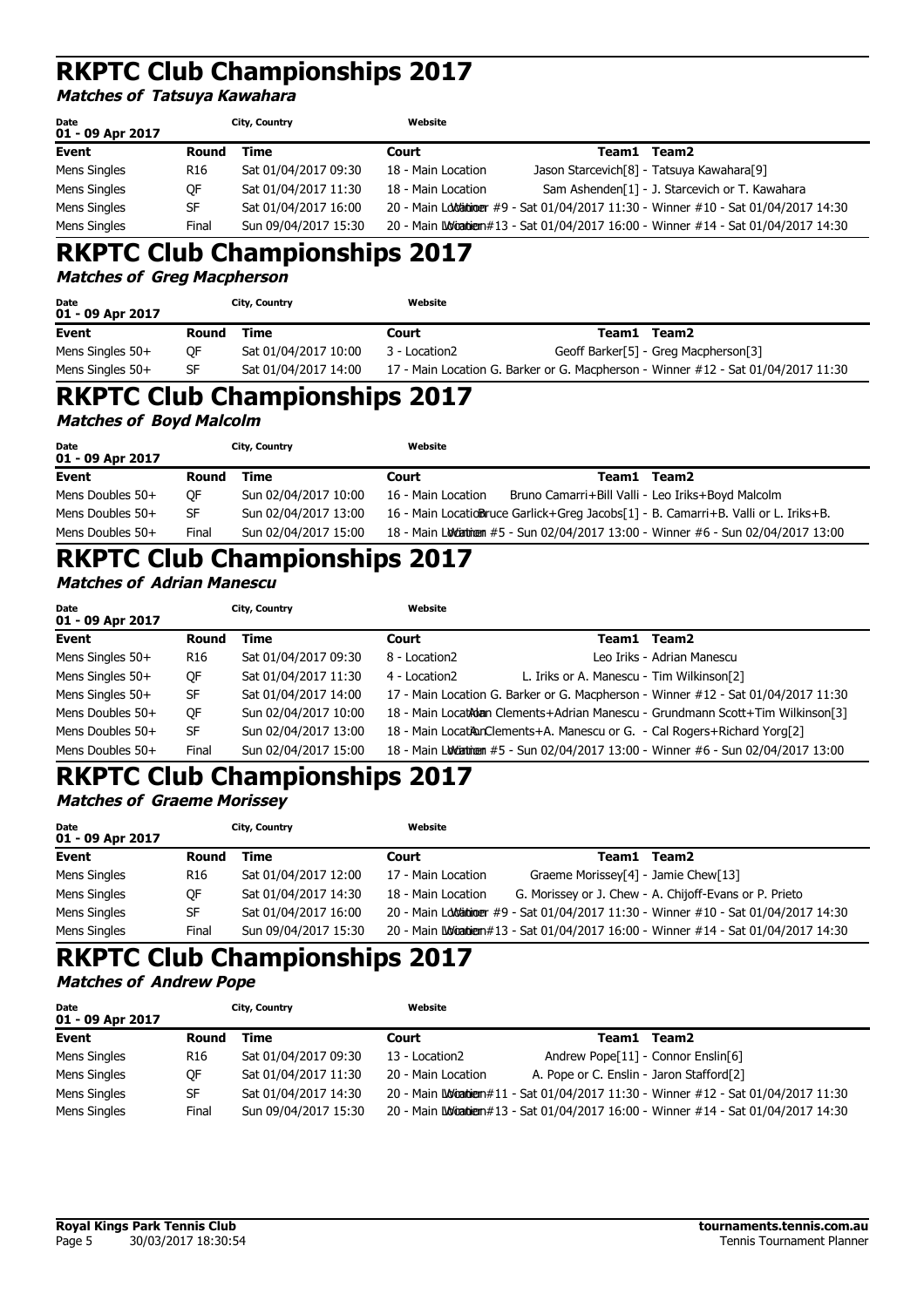# RKPTC Club Championships 2017

***Matches of Tatsuya Kawahara***

| Date | City, Country | Website |
|---|---|---|
| 01 - 09 Apr 2017 | | |

| Event | Round | Time | Court | Team1 Team2 |
|---|---|---|---|---|
| Mens Singles | R16 | Sat 01/04/2017 09:30 | 18 - Main Location | Jason Starcevich[8] - Tatsuya Kawahara[9] |
| Mens Singles | QF | Sat 01/04/2017 11:30 | 18 - Main Location | Sam Ashenden[1] - J. Starcevich or T. Kawahara |
| Mens Singles | SF | Sat 01/04/2017 16:00 | 20 - Main Location | Winner #9 - Sat 01/04/2017 11:30 - Winner #10 - Sat 01/04/2017 14:30 |
| Mens Singles | Final | Sun 09/04/2017 15:30 | 20 - Main Location | Winner #13 - Sat 01/04/2017 16:00 - Winner #14 - Sat 01/04/2017 14:30 |

# RKPTC Club Championships 2017

***Matches of Greg Macpherson***

| Date | City, Country | Website |
|---|---|---|
| 01 - 09 Apr 2017 | | |

| Event | Round | Time | Court | Team1 Team2 |
|---|---|---|---|---|
| Mens Singles 50+ | QF | Sat 01/04/2017 10:00 | 3 - Location2 | Geoff Barker[5] - Greg Macpherson[3] |
| Mens Singles 50+ | SF | Sat 01/04/2017 14:00 | 17 - Main Location | G. Barker or G. Macpherson - Winner #12 - Sat 01/04/2017 11:30 |

# RKPTC Club Championships 2017

***Matches of Boyd Malcolm***

| Date | City, Country | Website |
|---|---|---|
| 01 - 09 Apr 2017 | | |

| Event | Round | Time | Court | Team1 Team2 |
|---|---|---|---|---|
| Mens Doubles 50+ | QF | Sun 02/04/2017 10:00 | 16 - Main Location | Bruno Camarri+Bill Valli - Leo Iriks+Boyd Malcolm |
| Mens Doubles 50+ | SF | Sun 02/04/2017 13:00 | 16 - Main Location | Bruce Garlick+Greg Jacobs[1] - B. Camarri+B. Valli or L. Iriks+B. |
| Mens Doubles 50+ | Final | Sun 02/04/2017 15:00 | 18 - Main Location | Winner #5 - Sun 02/04/2017 13:00 - Winner #6 - Sun 02/04/2017 13:00 |

# RKPTC Club Championships 2017

***Matches of Adrian Manescu***

| Date | City, Country | Website |
|---|---|---|
| 01 - 09 Apr 2017 | | |

| Event | Round | Time | Court | Team1 Team2 |
|---|---|---|---|---|
| Mens Singles 50+ | R16 | Sat 01/04/2017 09:30 | 8 - Location2 | Leo Iriks - Adrian Manescu |
| Mens Singles 50+ | QF | Sat 01/04/2017 11:30 | 4 - Location2 | L. Iriks or A. Manescu - Tim Wilkinson[2] |
| Mens Singles 50+ | SF | Sat 01/04/2017 14:00 | 17 - Main Location | G. Barker or G. Macpherson - Winner #12 - Sat 01/04/2017 11:30 |
| Mens Doubles 50+ | QF | Sun 02/04/2017 10:00 | 18 - Main Location | Alan Clements+Adrian Manescu - Grundmann Scott+Tim Wilkinson[3] |
| Mens Doubles 50+ | SF | Sun 02/04/2017 13:00 | 18 - Main Location | A. Clements+A. Manescu or G. - Cal Rogers+Richard Yorg[2] |
| Mens Doubles 50+ | Final | Sun 02/04/2017 15:00 | 18 - Main Location | Winner #5 - Sun 02/04/2017 13:00 - Winner #6 - Sun 02/04/2017 13:00 |

# RKPTC Club Championships 2017

***Matches of Graeme Morissey***

| Date | City, Country | Website |
|---|---|---|
| 01 - 09 Apr 2017 | | |

| Event | Round | Time | Court | Team1 Team2 |
|---|---|---|---|---|
| Mens Singles | R16 | Sat 01/04/2017 12:00 | 17 - Main Location | Graeme Morissey[4] - Jamie Chew[13] |
| Mens Singles | QF | Sat 01/04/2017 14:30 | 18 - Main Location | G. Morissey or J. Chew - A. Chijoff-Evans or P. Prieto |
| Mens Singles | SF | Sat 01/04/2017 16:00 | 20 - Main Location | Winner #9 - Sat 01/04/2017 11:30 - Winner #10 - Sat 01/04/2017 14:30 |
| Mens Singles | Final | Sun 09/04/2017 15:30 | 20 - Main Location | Winner #13 - Sat 01/04/2017 16:00 - Winner #14 - Sat 01/04/2017 14:30 |

# RKPTC Club Championships 2017

***Matches of Andrew Pope***

| Date | City, Country | Website |
|---|---|---|
| 01 - 09 Apr 2017 | | |

| Event | Round | Time | Court | Team1 Team2 |
|---|---|---|---|---|
| Mens Singles | R16 | Sat 01/04/2017 09:30 | 13 - Location2 | Andrew Pope[11] - Connor Enslin[6] |
| Mens Singles | QF | Sat 01/04/2017 11:30 | 20 - Main Location | A. Pope or C. Enslin - Jaron Stafford[2] |
| Mens Singles | SF | Sat 01/04/2017 14:30 | 20 - Main Location | Winner #11 - Sat 01/04/2017 11:30 - Winner #12 - Sat 01/04/2017 11:30 |
| Mens Singles | Final | Sun 09/04/2017 15:30 | 20 - Main Location | Winner #13 - Sat 01/04/2017 16:00 - Winner #14 - Sat 01/04/2017 14:30 |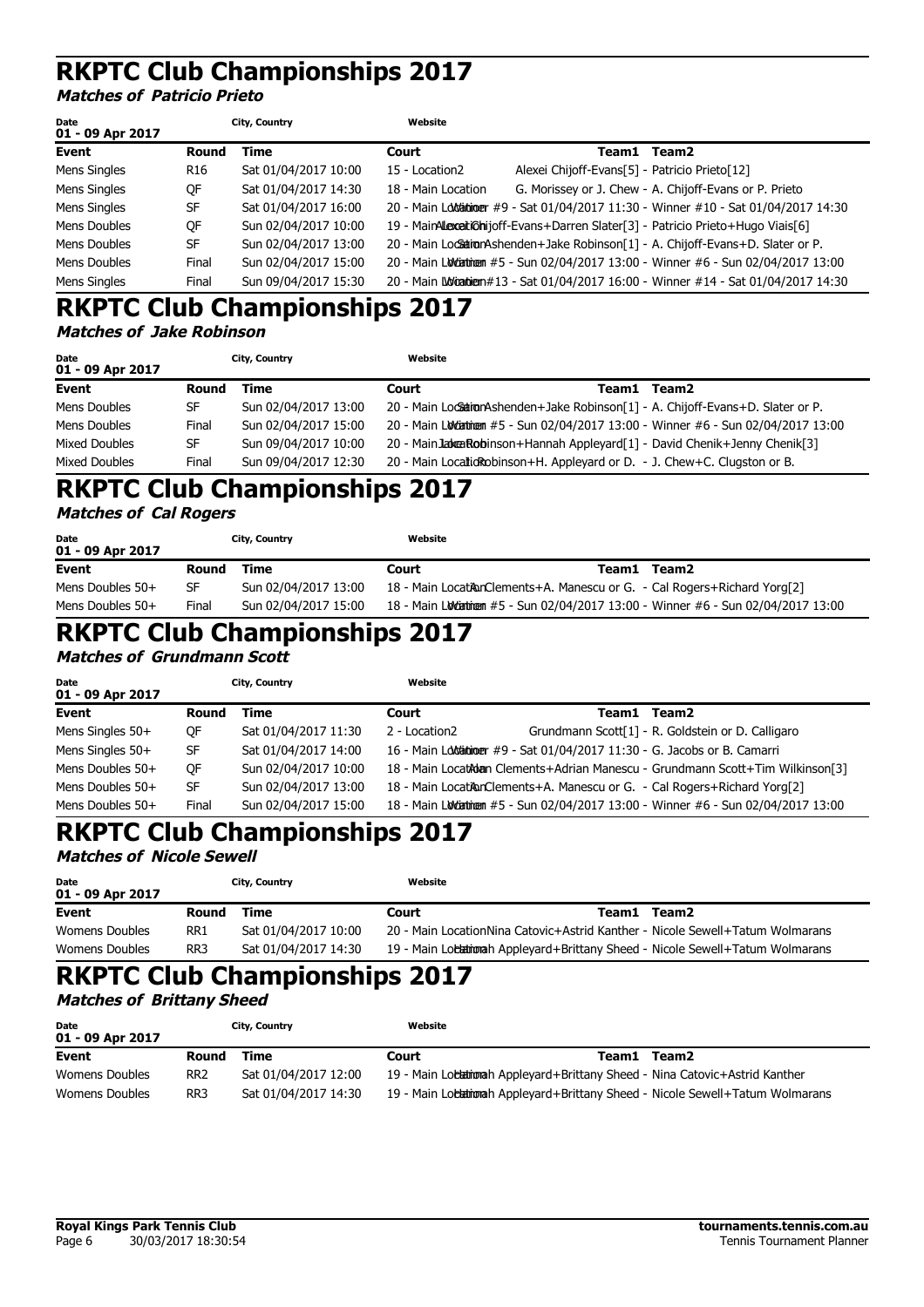# RKPTC Club Championships 2017

***Matches of Patricio Prieto***

| Date | City, Country | Website |
|---|---|---|
| 01 - 09 Apr 2017 | | |

| Event | Round | Time | Court | Team1 Team2 |
|---|---|---|---|---|
| Mens Singles | R16 | Sat 01/04/2017 10:00 | 15 - Location2 | Alexei Chijoff-Evans[5] - Patricio Prieto[12] |
| Mens Singles | QF | Sat 01/04/2017 14:30 | 18 - Main Location | G. Morissey or J. Chew - A. Chijoff-Evans or P. Prieto |
| Mens Singles | SF | Sat 01/04/2017 16:00 | 20 - Main Location | Winner #9 - Sat 01/04/2017 11:30 - Winner #10 - Sat 01/04/2017 14:30 |
| Mens Doubles | QF | Sun 02/04/2017 10:00 | 19 - Main Location | Alexei Chijoff-Evans+Darren Slater[3] - Patricio Prieto+Hugo Viais[6] |
| Mens Doubles | SF | Sun 02/04/2017 13:00 | 20 - Main Location | Sam Ashenden+Jake Robinson[1] - A. Chijoff-Evans+D. Slater or P. |
| Mens Doubles | Final | Sun 02/04/2017 15:00 | 20 - Main Location | Winner #5 - Sun 02/04/2017 13:00 - Winner #6 - Sun 02/04/2017 13:00 |
| Mens Singles | Final | Sun 09/04/2017 15:30 | 20 - Main Location | Winner #13 - Sat 01/04/2017 16:00 - Winner #14 - Sat 01/04/2017 14:30 |

# RKPTC Club Championships 2017

***Matches of Jake Robinson***

| Date | City, Country | Website |
|---|---|---|
| 01 - 09 Apr 2017 | | |

| Event | Round | Time | Court | Team1 Team2 |
|---|---|---|---|---|
| Mens Doubles | SF | Sun 02/04/2017 13:00 | 20 - Main Location | Sam Ashenden+Jake Robinson[1] - A. Chijoff-Evans+D. Slater or P. |
| Mens Doubles | Final | Sun 02/04/2017 15:00 | 20 - Main Location | Winner #5 - Sun 02/04/2017 13:00 - Winner #6 - Sun 02/04/2017 13:00 |
| Mixed Doubles | SF | Sun 09/04/2017 10:00 | 20 - Main Location | Jake Robinson+Hannah Appleyard[1] - David Chenik+Jenny Chenik[3] |
| Mixed Doubles | Final | Sun 09/04/2017 12:30 | 20 - Main Location | J. Robinson+H. Appleyard or D. - J. Chew+C. Clugston or B. |

# RKPTC Club Championships 2017

***Matches of Cal Rogers***

| Date | City, Country | Website |
|---|---|---|
| 01 - 09 Apr 2017 | | |

| Event | Round | Time | Court | Team1 Team2 |
|---|---|---|---|---|
| Mens Doubles 50+ | SF | Sun 02/04/2017 13:00 | 18 - Main Location | A. Clements+A. Manescu or G. - Cal Rogers+Richard Yorg[2] |
| Mens Doubles 50+ | Final | Sun 02/04/2017 15:00 | 18 - Main Location | Winner #5 - Sun 02/04/2017 13:00 - Winner #6 - Sun 02/04/2017 13:00 |

# RKPTC Club Championships 2017

***Matches of Grundmann Scott***

| Date | City, Country | Website |
|---|---|---|
| 01 - 09 Apr 2017 | | |

| Event | Round | Time | Court | Team1 Team2 |
|---|---|---|---|---|
| Mens Singles 50+ | QF | Sat 01/04/2017 11:30 | 2 - Location2 | Grundmann Scott[1] - R. Goldstein or D. Calligaro |
| Mens Singles 50+ | SF | Sat 01/04/2017 14:00 | 16 - Main Location | Winner #9 - Sat 01/04/2017 11:30 - G. Jacobs or B. Camarri |
| Mens Doubles 50+ | QF | Sun 02/04/2017 10:00 | 18 - Main Location | Alan Clements+Adrian Manescu - Grundmann Scott+Tim Wilkinson[3] |
| Mens Doubles 50+ | SF | Sun 02/04/2017 13:00 | 18 - Main Location | A. Clements+A. Manescu or G. - Cal Rogers+Richard Yorg[2] |
| Mens Doubles 50+ | Final | Sun 02/04/2017 15:00 | 18 - Main Location | Winner #5 - Sun 02/04/2017 13:00 - Winner #6 - Sun 02/04/2017 13:00 |

# RKPTC Club Championships 2017

***Matches of Nicole Sewell***

| Date | City, Country | Website |
|---|---|---|
| 01 - 09 Apr 2017 | | |

| Event | Round | Time | Court | Team1 Team2 |
|---|---|---|---|---|
| Womens Doubles | RR1 | Sat 01/04/2017 10:00 | 20 - Main Location | Nina Catovic+Astrid Kanther - Nicole Sewell+Tatum Wolmarans |
| Womens Doubles | RR3 | Sat 01/04/2017 14:30 | 19 - Main Location | Hannah Appleyard+Brittany Sheed - Nicole Sewell+Tatum Wolmarans |

# RKPTC Club Championships 2017

***Matches of Brittany Sheed***

| Date | City, Country | Website |
|---|---|---|
| 01 - 09 Apr 2017 | | |

| Event | Round | Time | Court | Team1 Team2 |
|---|---|---|---|---|
| Womens Doubles | RR2 | Sat 01/04/2017 12:00 | 19 - Main Location | Hannah Appleyard+Brittany Sheed - Nina Catovic+Astrid Kanther |
| Womens Doubles | RR3 | Sat 01/04/2017 14:30 | 19 - Main Location | Hannah Appleyard+Brittany Sheed - Nicole Sewell+Tatum Wolmarans |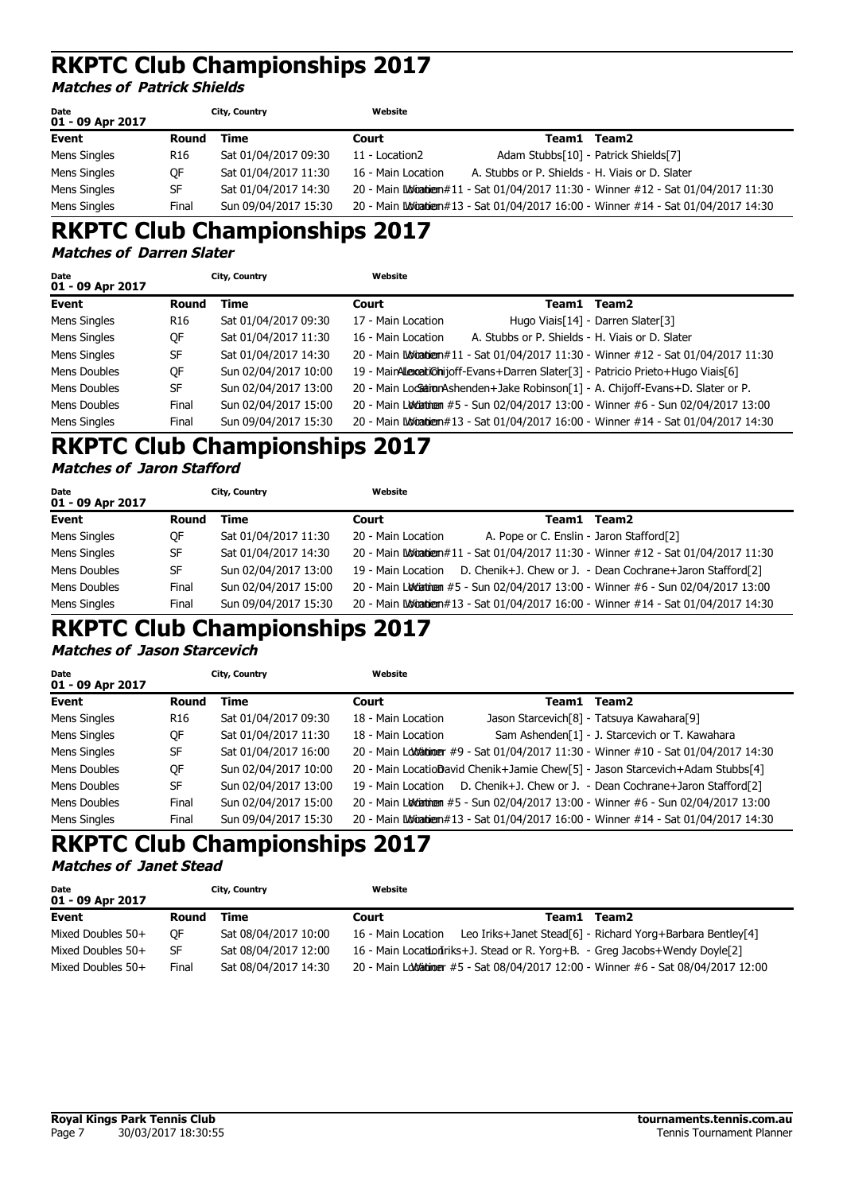# RKPTC Club Championships 2017

***Matches of Patrick Shields***

| Date | | City, Country | Website | |
|---|---|---|---|---|
| 01 - 09 Apr 2017 | | | | |
| **Event** | **Round** | **Time** | **Court** | **Team1 Team2** |
| Mens Singles | R16 | Sat 01/04/2017 09:30 | 11 - Location2 | Adam Stubbs[10] - Patrick Shields[7] |
| Mens Singles | QF | Sat 01/04/2017 11:30 | 16 - Main Location | A. Stubbs or P. Shields - H. Viais or D. Slater |
| Mens Singles | SF | Sat 01/04/2017 14:30 | 20 - Main Location | Winner #11 - Sat 01/04/2017 11:30 - Winner #12 - Sat 01/04/2017 11:30 |
| Mens Singles | Final | Sun 09/04/2017 15:30 | 20 - Main Location | Winner #13 - Sat 01/04/2017 16:00 - Winner #14 - Sat 01/04/2017 14:30 |

# RKPTC Club Championships 2017

***Matches of Darren Slater***

| Date | | City, Country | Website | |
|---|---|---|---|---|
| 01 - 09 Apr 2017 | | | | |
| **Event** | **Round** | **Time** | **Court** | **Team1 Team2** |
| Mens Singles | R16 | Sat 01/04/2017 09:30 | 17 - Main Location | Hugo Viais[14] - Darren Slater[3] |
| Mens Singles | QF | Sat 01/04/2017 11:30 | 16 - Main Location | A. Stubbs or P. Shields - H. Viais or D. Slater |
| Mens Singles | SF | Sat 01/04/2017 14:30 | 20 - Main Location | Winner #11 - Sat 01/04/2017 11:30 - Winner #12 - Sat 01/04/2017 11:30 |
| Mens Doubles | QF | Sun 02/04/2017 10:00 | 19 - Main Location | Alex Chijoff-Evans+Darren Slater[3] - Patricio Prieto+Hugo Viais[6] |
| Mens Doubles | SF | Sun 02/04/2017 13:00 | 20 - Main Location | Sam Ashenden+Jake Robinson[1] - A. Chijoff-Evans+D. Slater or P. |
| Mens Doubles | Final | Sun 02/04/2017 15:00 | 20 - Main Location | Winner #5 - Sun 02/04/2017 13:00 - Winner #6 - Sun 02/04/2017 13:00 |
| Mens Singles | Final | Sun 09/04/2017 15:30 | 20 - Main Location | Winner #13 - Sat 01/04/2017 16:00 - Winner #14 - Sat 01/04/2017 14:30 |

# RKPTC Club Championships 2017

***Matches of Jaron Stafford***

| Date | | City, Country | Website | |
|---|---|---|---|---|
| 01 - 09 Apr 2017 | | | | |
| **Event** | **Round** | **Time** | **Court** | **Team1 Team2** |
| Mens Singles | QF | Sat 01/04/2017 11:30 | 20 - Main Location | A. Pope or C. Enslin - Jaron Stafford[2] |
| Mens Singles | SF | Sat 01/04/2017 14:30 | 20 - Main Location | Winner #11 - Sat 01/04/2017 11:30 - Winner #12 - Sat 01/04/2017 11:30 |
| Mens Doubles | SF | Sun 02/04/2017 13:00 | 19 - Main Location | D. Chenik+J. Chew or J. - Dean Cochrane+Jaron Stafford[2] |
| Mens Doubles | Final | Sun 02/04/2017 15:00 | 20 - Main Location | Winner #5 - Sun 02/04/2017 13:00 - Winner #6 - Sun 02/04/2017 13:00 |
| Mens Singles | Final | Sun 09/04/2017 15:30 | 20 - Main Location | Winner #13 - Sat 01/04/2017 16:00 - Winner #14 - Sat 01/04/2017 14:30 |

# RKPTC Club Championships 2017

***Matches of Jason Starcevich***

| Date | | City, Country | Website | |
|---|---|---|---|---|
| 01 - 09 Apr 2017 | | | | |
| **Event** | **Round** | **Time** | **Court** | **Team1 Team2** |
| Mens Singles | R16 | Sat 01/04/2017 09:30 | 18 - Main Location | Jason Starcevich[8] - Tatsuya Kawahara[9] |
| Mens Singles | QF | Sat 01/04/2017 11:30 | 18 - Main Location | Sam Ashenden[1] - J. Starcevich or T. Kawahara |
| Mens Singles | SF | Sat 01/04/2017 16:00 | 20 - Main Location | Winner #9 - Sat 01/04/2017 11:30 - Winner #10 - Sat 01/04/2017 14:30 |
| Mens Doubles | QF | Sun 02/04/2017 10:00 | 20 - Main Location | David Chenik+Jamie Chew[5] - Jason Starcevich+Adam Stubbs[4] |
| Mens Doubles | SF | Sun 02/04/2017 13:00 | 19 - Main Location | D. Chenik+J. Chew or J. - Dean Cochrane+Jaron Stafford[2] |
| Mens Doubles | Final | Sun 02/04/2017 15:00 | 20 - Main Location | Winner #5 - Sun 02/04/2017 13:00 - Winner #6 - Sun 02/04/2017 13:00 |
| Mens Singles | Final | Sun 09/04/2017 15:30 | 20 - Main Location | Winner #13 - Sat 01/04/2017 16:00 - Winner #14 - Sat 01/04/2017 14:30 |

# RKPTC Club Championships 2017

***Matches of Janet Stead***

| Date | | City, Country | Website | |
|---|---|---|---|---|
| 01 - 09 Apr 2017 | | | | |
| **Event** | **Round** | **Time** | **Court** | **Team1 Team2** |
| Mixed Doubles 50+ | QF | Sat 08/04/2017 10:00 | 16 - Main Location | Leo Iriks+Janet Stead[6] - Richard Yorg+Barbara Bentley[4] |
| Mixed Doubles 50+ | SF | Sat 08/04/2017 12:00 | 16 - Main Location | L. Iriks+J. Stead or R. Yorg+B. - Greg Jacobs+Wendy Doyle[2] |
| Mixed Doubles 50+ | Final | Sat 08/04/2017 14:30 | 20 - Main Location | Winner #5 - Sat 08/04/2017 12:00 - Winner #6 - Sat 08/04/2017 12:00 |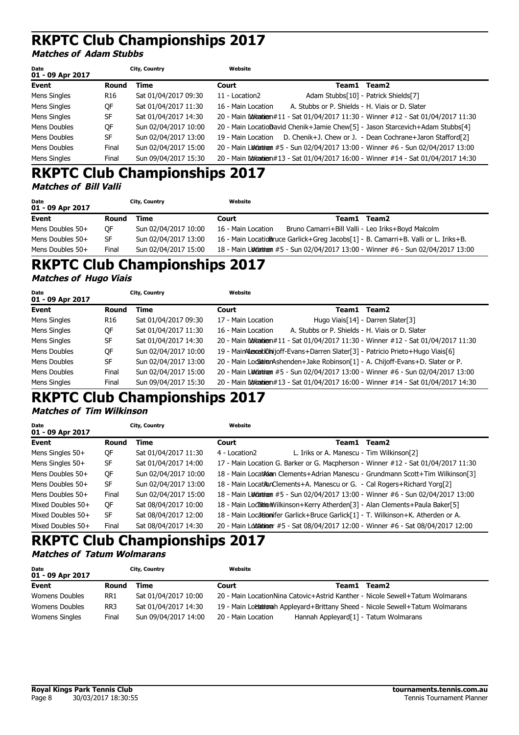# RKPTC Club Championships 2017

**Matches of Adam Stubbs**

| Date | | City, Country | Website | |
|---|---|---|---|---|
| 01 - 09 Apr 2017 | | | | |
| **Event** | **Round** | **Time** | **Court** | **Team1 Team2** |
| Mens Singles | R16 | Sat 01/04/2017 09:30 | 11 - Location2 | Adam Stubbs[10] - Patrick Shields[7] |
| Mens Singles | QF | Sat 01/04/2017 11:30 | 16 - Main Location | A. Stubbs or P. Shields - H. Viais or D. Slater |
| Mens Singles | SF | Sat 01/04/2017 14:30 | 20 - Main Location | Winner #11 - Sat 01/04/2017 11:30 - Winner #12 - Sat 01/04/2017 11:30 |
| Mens Doubles | QF | Sun 02/04/2017 10:00 | 20 - Main Location | David Chenik+Jamie Chew[5] - Jason Starcevich+Adam Stubbs[4] |
| Mens Doubles | SF | Sun 02/04/2017 13:00 | 19 - Main Location | D. Chenik+J. Chew or J. - Dean Cochrane+Jaron Stafford[2] |
| Mens Doubles | Final | Sun 02/04/2017 15:00 | 20 - Main Location | Winner #5 - Sun 02/04/2017 13:00 - Winner #6 - Sun 02/04/2017 13:00 |
| Mens Singles | Final | Sun 09/04/2017 15:30 | 20 - Main Location | Winner #13 - Sat 01/04/2017 16:00 - Winner #14 - Sat 01/04/2017 14:30 |

# RKPTC Club Championships 2017

**Matches of Bill Valli**

| Date | | City, Country | Website | |
|---|---|---|---|---|
| 01 - 09 Apr 2017 | | | | |
| **Event** | **Round** | **Time** | **Court** | **Team1 Team2** |
| Mens Doubles 50+ | QF | Sun 02/04/2017 10:00 | 16 - Main Location | Bruno Camarri+Bill Valli - Leo Iriks+Boyd Malcolm |
| Mens Doubles 50+ | SF | Sun 02/04/2017 13:00 | 16 - Main Location | Bruce Garlick+Greg Jacobs[1] - B. Camarri+B. Valli or L. Iriks+B. |
| Mens Doubles 50+ | Final | Sun 02/04/2017 15:00 | 18 - Main Location | Winner #5 - Sun 02/04/2017 13:00 - Winner #6 - Sun 02/04/2017 13:00 |

# RKPTC Club Championships 2017

**Matches of Hugo Viais**

| Date | | City, Country | Website | |
|---|---|---|---|---|
| 01 - 09 Apr 2017 | | | | |
| **Event** | **Round** | **Time** | **Court** | **Team1 Team2** |
| Mens Singles | R16 | Sat 01/04/2017 09:30 | 17 - Main Location | Hugo Viais[14] - Darren Slater[3] |
| Mens Singles | QF | Sat 01/04/2017 11:30 | 16 - Main Location | A. Stubbs or P. Shields - H. Viais or D. Slater |
| Mens Singles | SF | Sat 01/04/2017 14:30 | 20 - Main Location | Winner #11 - Sat 01/04/2017 11:30 - Winner #12 - Sat 01/04/2017 11:30 |
| Mens Doubles | QF | Sun 02/04/2017 10:00 | 19 - Main Location | Alex Chijoff-Evans+Darren Slater[3] - Patricio Prieto+Hugo Viais[6] |
| Mens Doubles | SF | Sun 02/04/2017 13:00 | 20 - Main Location | Simon Ashenden+Jake Robinson[1] - A. Chijoff-Evans+D. Slater or P. |
| Mens Doubles | Final | Sun 02/04/2017 15:00 | 20 - Main Location | Winner #5 - Sun 02/04/2017 13:00 - Winner #6 - Sun 02/04/2017 13:00 |
| Mens Singles | Final | Sun 09/04/2017 15:30 | 20 - Main Location | Winner #13 - Sat 01/04/2017 16:00 - Winner #14 - Sat 01/04/2017 14:30 |

# RKPTC Club Championships 2017

**Matches of Tim Wilkinson**

| Date | | City, Country | Website | |
|---|---|---|---|---|
| 01 - 09 Apr 2017 | | | | |
| **Event** | **Round** | **Time** | **Court** | **Team1 Team2** |
| Mens Singles 50+ | QF | Sat 01/04/2017 11:30 | 4 - Location2 | L. Iriks or A. Manescu - Tim Wilkinson[2] |
| Mens Singles 50+ | SF | Sat 01/04/2017 14:00 | 17 - Main Location | G. Barker or G. Macpherson - Winner #12 - Sat 01/04/2017 11:30 |
| Mens Doubles 50+ | QF | Sun 02/04/2017 10:00 | 18 - Main Location | Alan Clements+Adrian Manescu - Grundmann Scott+Tim Wilkinson[3] |
| Mens Doubles 50+ | SF | Sun 02/04/2017 13:00 | 18 - Main Location | A. Clements+A. Manescu or G. - Cal Rogers+Richard Yorg[2] |
| Mens Doubles 50+ | Final | Sun 02/04/2017 15:00 | 18 - Main Location | Winner #5 - Sun 02/04/2017 13:00 - Winner #6 - Sun 02/04/2017 13:00 |
| Mixed Doubles 50+ | QF | Sat 08/04/2017 10:00 | 18 - Main Location | Tim Wilkinson+Kerry Atherden[3] - Alan Clements+Paula Baker[5] |
| Mixed Doubles 50+ | SF | Sat 08/04/2017 12:00 | 18 - Main Location | Jennifer Garlick+Bruce Garlick[1] - T. Wilkinson+K. Atherden or A. |
| Mixed Doubles 50+ | Final | Sat 08/04/2017 14:30 | 20 - Main Location | Winner #5 - Sat 08/04/2017 12:00 - Winner #6 - Sat 08/04/2017 12:00 |

# RKPTC Club Championships 2017

**Matches of Tatum Wolmarans**

| Date | | City, Country | Website | |
|---|---|---|---|---|
| 01 - 09 Apr 2017 | | | | |
| **Event** | **Round** | **Time** | **Court** | **Team1 Team2** |
| Womens Doubles | RR1 | Sat 01/04/2017 10:00 | 20 - Main Location | Nina Catovic+Astrid Kanther - Nicole Sewell+Tatum Wolmarans |
| Womens Doubles | RR3 | Sat 01/04/2017 14:30 | 19 - Main Location | Hannah Appleyard+Brittany Sheed - Nicole Sewell+Tatum Wolmarans |
| Womens Singles | Final | Sun 09/04/2017 14:00 | 20 - Main Location | Hannah Appleyard[1] - Tatum Wolmarans |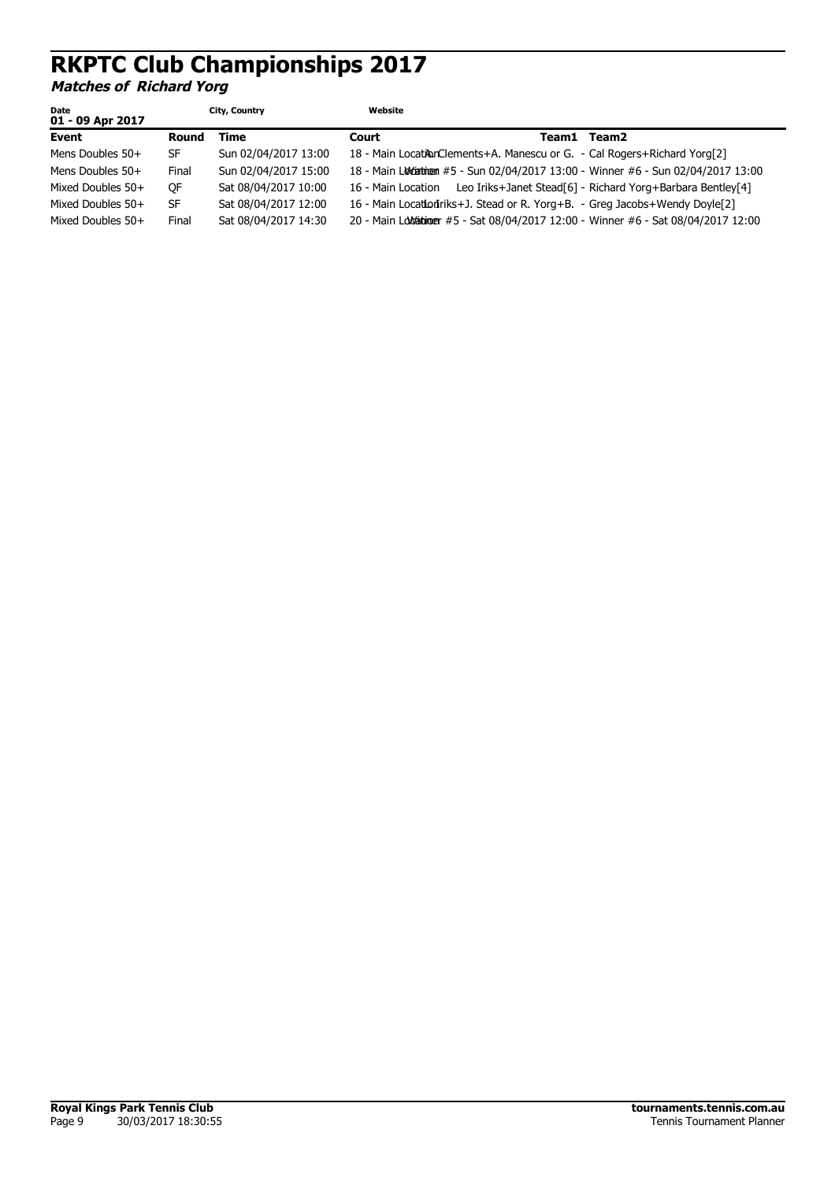# RKPTC Club Championships 2017

**_Matches of Richard Yorg_**

| Date | City, Country | Website |
|---|---|---|
| 01 - 09 Apr 2017 | | |

| Event | Round | Time | Court | Team1 | Team2 |
|---|---|---|---|---|---|
| Mens Doubles 50+ | SF | Sun 02/04/2017 13:00 | 18 - Main Location | A. Clements+A. Manescu or G. | - Cal Rogers+Richard Yorg[2] |
| Mens Doubles 50+ | Final | Sun 02/04/2017 15:00 | 18 - Main Location | Winner #5 - Sun 02/04/2017 13:00 | - Winner #6 - Sun 02/04/2017 13:00 |
| Mixed Doubles 50+ | QF | Sat 08/04/2017 10:00 | 16 - Main Location | Leo Iriks+Janet Stead[6] | - Richard Yorg+Barbara Bentley[4] |
| Mixed Doubles 50+ | SF | Sat 08/04/2017 12:00 | 16 - Main Location | L. Iriks+J. Stead or R. Yorg+B. | - Greg Jacobs+Wendy Doyle[2] |
| Mixed Doubles 50+ | Final | Sat 08/04/2017 14:30 | 20 - Main Location | Winner #5 - Sat 08/04/2017 12:00 | - Winner #6 - Sat 08/04/2017 12:00 |

**Royal Kings Park Tennis Club**
Page 9 30/03/2017 18:30:55

**tournaments.tennis.com.au**
Tennis Tournament Planner